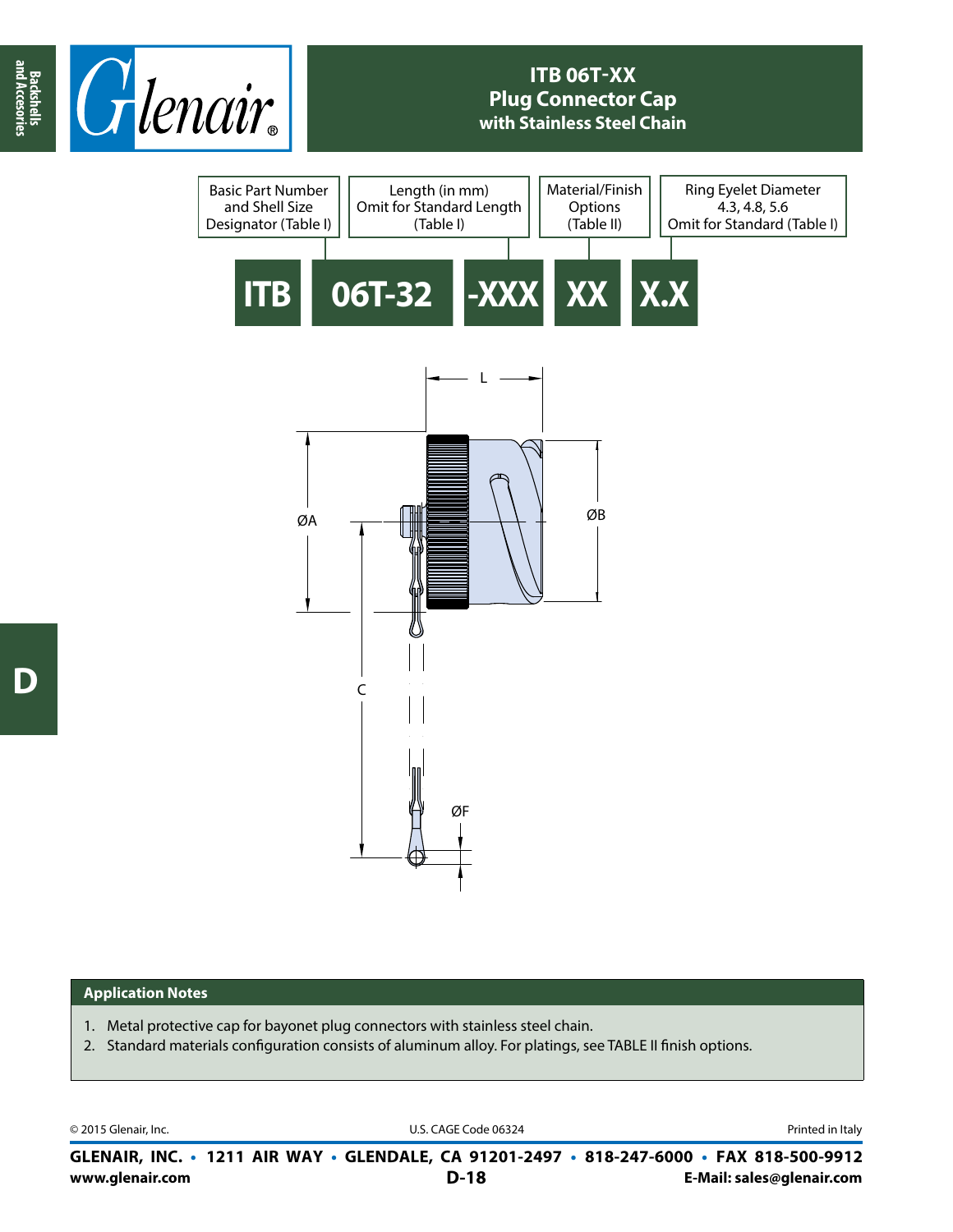# ITB 06T-XX
## Plug Connector Cap
### with Stainless Steel Chain

| Basic Part Number and Shell Size Designator (Table I) | Length (in mm) Omit for Standard Length (Table I) | Material/Finish Options (Table II) | Ring Eyelet Diameter 4.3, 4.8, 5.6 Omit for Standard (Table I) |
|---|---|---|---|

**ITB 06T-32 -XXX XX X.X**

L

ØA

ØB

C

ØF

## Application Notes

1. Metal protective cap for bayonet plug connectors with stainless steel chain.
2. Standard materials configuration consists of aluminum alloy. For platings, see TABLE II finish options.

© 2015 Glenair, Inc. U.S. CAGE Code 06324 Printed in Italy

**GLENAIR, INC. • 1211 AIR WAY • GLENDALE, CA 91201-2497 • 818-247-6000 • FAX 818-500-9912**

**www.glenair.com** **E-Mail: sales@glenair.com**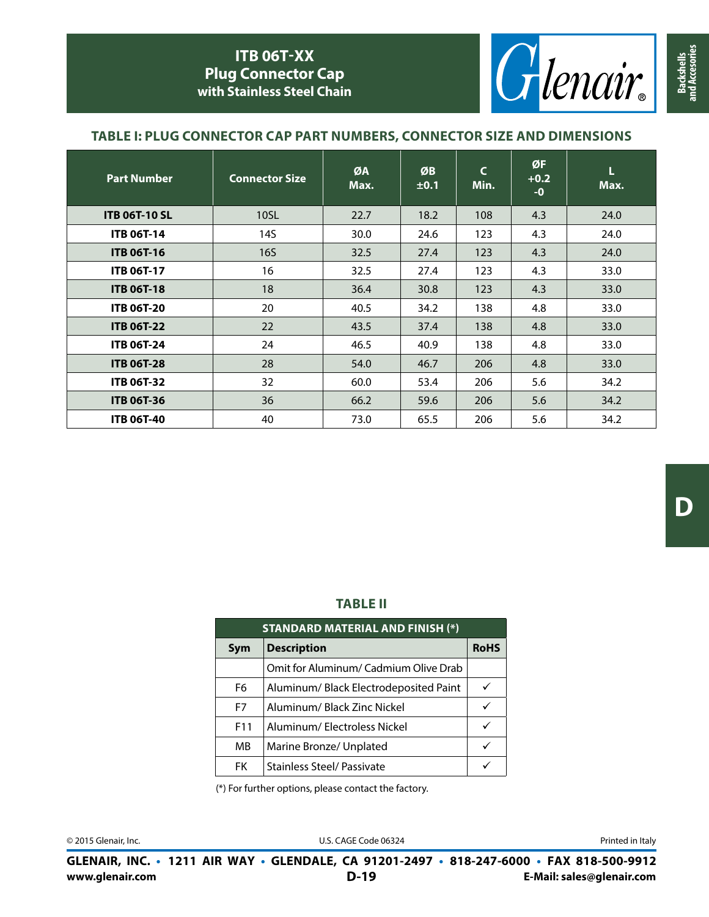# ITB 06T-XX
# Plug Connector Cap
## with Stainless Steel Chain

### TABLE I: PLUG CONNECTOR CAP PART NUMBERS, CONNECTOR SIZE AND DIMENSIONS

| Part Number | Connector Size | ØA Max. | ØB ±0.1 | C Min. | ØF +0.2 -0 | L Max. |
|---|---|---|---|---|---|---|
| **ITB 06T-10 SL** | 10SL | 22.7 | 18.2 | 108 | 4.3 | 24.0 |
| **ITB 06T-14** | 14S | 30.0 | 24.6 | 123 | 4.3 | 24.0 |
| **ITB 06T-16** | 16S | 32.5 | 27.4 | 123 | 4.3 | 24.0 |
| **ITB 06T-17** | 16 | 32.5 | 27.4 | 123 | 4.3 | 33.0 |
| **ITB 06T-18** | 18 | 36.4 | 30.8 | 123 | 4.3 | 33.0 |
| **ITB 06T-20** | 20 | 40.5 | 34.2 | 138 | 4.8 | 33.0 |
| **ITB 06T-22** | 22 | 43.5 | 37.4 | 138 | 4.8 | 33.0 |
| **ITB 06T-24** | 24 | 46.5 | 40.9 | 138 | 4.8 | 33.0 |
| **ITB 06T-28** | 28 | 54.0 | 46.7 | 206 | 4.8 | 33.0 |
| **ITB 06T-32** | 32 | 60.0 | 53.4 | 206 | 5.6 | 34.2 |
| **ITB 06T-36** | 36 | 66.2 | 59.6 | 206 | 5.6 | 34.2 |
| **ITB 06T-40** | 40 | 73.0 | 65.5 | 206 | 5.6 | 34.2 |

### TABLE II

| STANDARD MATERIAL AND FINISH (*) | | |
|---|---|---|
| **Sym** | **Description** | **RoHS** |
| | Omit for Aluminum/ Cadmium Olive Drab | |
| F6 | Aluminum/ Black Electrodeposited Paint | ✓ |
| F7 | Aluminum/ Black Zinc Nickel | ✓ |
| F11 | Aluminum/ Electroless Nickel | ✓ |
| MB | Marine Bronze/ Unplated | ✓ |
| FK | Stainless Steel/ Passivate | ✓ |

(*) For further options, please contact the factory.